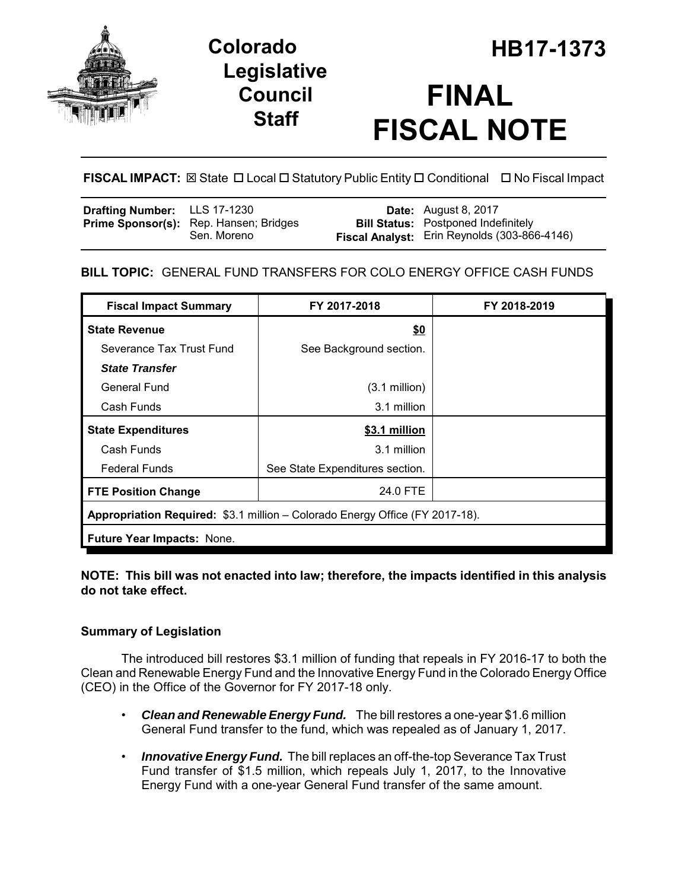# Colorado Legislative Council Staff

# HB17-1373

# FINAL FISCAL NOTE

**FISCAL IMPACT:** ☒ State ☐ Local ☐ Statutory Public Entity ☐ Conditional ☐ No Fiscal Impact

| | | | |
|---|---|---|---|
| **Drafting Number:** | LLS 17-1230 | **Date:** | August 8, 2017 |
| **Prime Sponsor(s):** | Rep. Hansen; Bridges<br>Sen. Moreno | **Bill Status:** | Postponed Indefinitely |
| | | **Fiscal Analyst:** | Erin Reynolds (303-866-4146) |

**BILL TOPIC:** GENERAL FUND TRANSFERS FOR COLO ENERGY OFFICE CASH FUNDS

| Fiscal Impact Summary | FY 2017-2018 | FY 2018-2019 |
|---|---|---|
| **State Revenue** | **$0** | |
| Severance Tax Trust Fund | See Background section. | |
| ***State Transfer*** | | |
| General Fund | (3.1 million) | |
| Cash Funds | 3.1 million | |
| **State Expenditures** | **$3.1 million** | |
| Cash Funds | 3.1 million | |
| Federal Funds | See State Expenditures section. | |
| **FTE Position Change** | 24.0 FTE | |
| **Appropriation Required:** $3.1 million – Colorado Energy Office (FY 2017-18). | | |
| **Future Year Impacts:** None. | | |

**NOTE: This bill was not enacted into law; therefore, the impacts identified in this analysis do not take effect.**

## Summary of Legislation

The introduced bill restores $3.1 million of funding that repeals in FY 2016-17 to both the Clean and Renewable Energy Fund and the Innovative Energy Fund in the Colorado Energy Office (CEO) in the Office of the Governor for FY 2017-18 only.

- ***Clean and Renewable Energy Fund.*** The bill restores a one-year $1.6 million General Fund transfer to the fund, which was repealed as of January 1, 2017.
- ***Innovative Energy Fund.*** The bill replaces an off-the-top Severance Tax Trust Fund transfer of $1.5 million, which repeals July 1, 2017, to the Innovative Energy Fund with a one-year General Fund transfer of the same amount.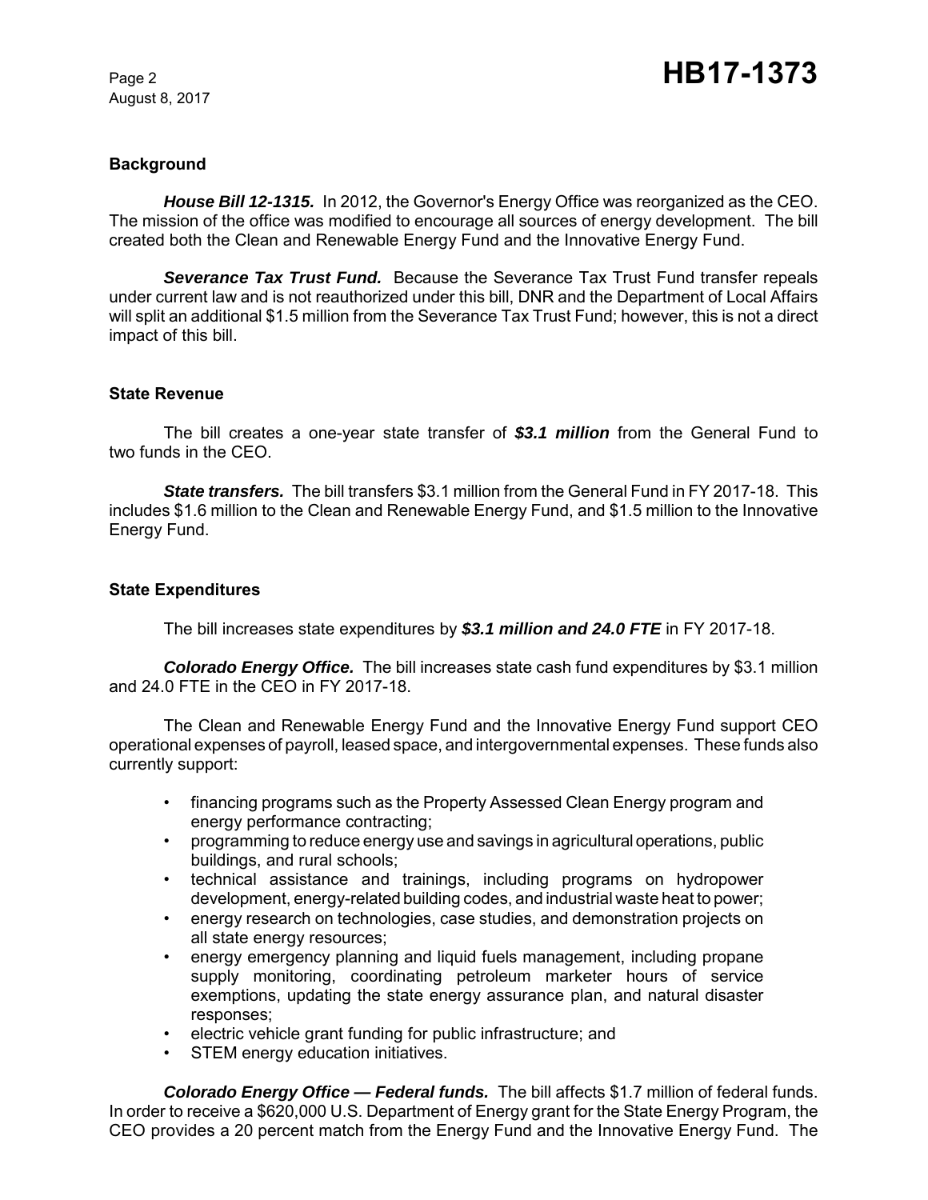### Background

***House Bill 12-1315.*** In 2012, the Governor's Energy Office was reorganized as the CEO. The mission of the office was modified to encourage all sources of energy development. The bill created both the Clean and Renewable Energy Fund and the Innovative Energy Fund.

***Severance Tax Trust Fund.*** Because the Severance Tax Trust Fund transfer repeals under current law and is not reauthorized under this bill, DNR and the Department of Local Affairs will split an additional $1.5 million from the Severance Tax Trust Fund; however, this is not a direct impact of this bill.

### State Revenue

The bill creates a one-year state transfer of ***$3.1 million*** from the General Fund to two funds in the CEO.

***State transfers.*** The bill transfers $3.1 million from the General Fund in FY 2017-18. This includes $1.6 million to the Clean and Renewable Energy Fund, and $1.5 million to the Innovative Energy Fund.

### State Expenditures

The bill increases state expenditures by ***$3.1 million and 24.0 FTE*** in FY 2017-18.

***Colorado Energy Office.*** The bill increases state cash fund expenditures by $3.1 million and 24.0 FTE in the CEO in FY 2017-18.

The Clean and Renewable Energy Fund and the Innovative Energy Fund support CEO operational expenses of payroll, leased space, and intergovernmental expenses. These funds also currently support:

- financing programs such as the Property Assessed Clean Energy program and energy performance contracting;
- programming to reduce energy use and savings in agricultural operations, public buildings, and rural schools;
- technical assistance and trainings, including programs on hydropower development, energy-related building codes, and industrial waste heat to power;
- energy research on technologies, case studies, and demonstration projects on all state energy resources;
- energy emergency planning and liquid fuels management, including propane supply monitoring, coordinating petroleum marketer hours of service exemptions, updating the state energy assurance plan, and natural disaster responses;
- electric vehicle grant funding for public infrastructure; and
- STEM energy education initiatives.

***Colorado Energy Office — Federal funds.*** The bill affects $1.7 million of federal funds. In order to receive a $620,000 U.S. Department of Energy grant for the State Energy Program, the CEO provides a 20 percent match from the Energy Fund and the Innovative Energy Fund. The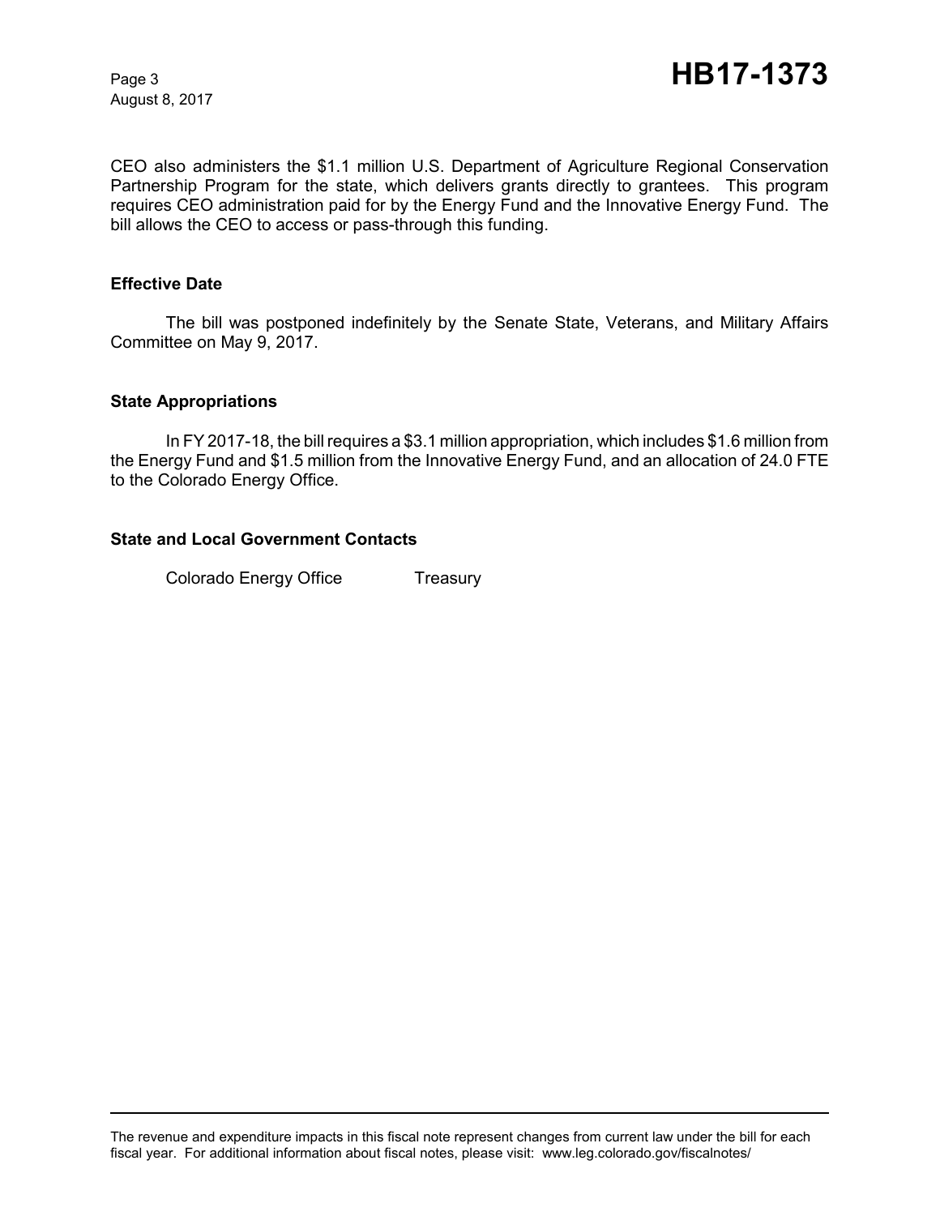CEO also administers the $1.1 million U.S. Department of Agriculture Regional Conservation Partnership Program for the state, which delivers grants directly to grantees. This program requires CEO administration paid for by the Energy Fund and the Innovative Energy Fund. The bill allows the CEO to access or pass-through this funding.

### Effective Date

The bill was postponed indefinitely by the Senate State, Veterans, and Military Affairs Committee on May 9, 2017.

### State Appropriations

In FY 2017-18, the bill requires a $3.1 million appropriation, which includes $1.6 million from the Energy Fund and $1.5 million from the Innovative Energy Fund, and an allocation of 24.0 FTE to the Colorado Energy Office.

### State and Local Government Contacts

Colorado Energy Office    Treasury

The revenue and expenditure impacts in this fiscal note represent changes from current law under the bill for each fiscal year. For additional information about fiscal notes, please visit: www.leg.colorado.gov/fiscalnotes/